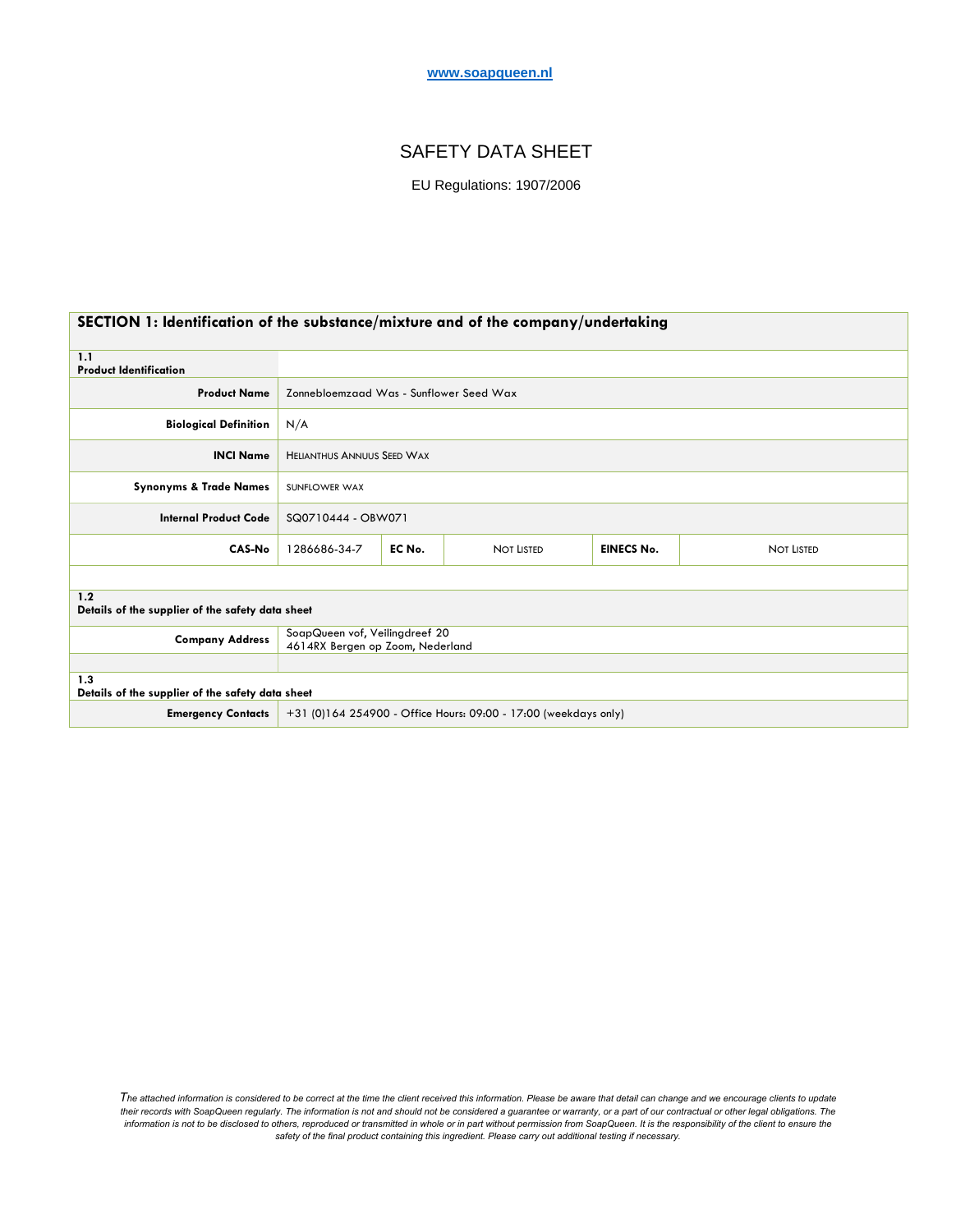www.soapqueen.nl

# SAFETY DATA SHEET

EU Regulations: 1907/2006

## SECTION 1: Identification of the substance/mixture and of the company/undertaking

| | | | | | |
|---|---|---|---|---|---|
| **1.1 Product Identification** | | | | | |
| **Product Name** | Zonnebloemzaad Was - Sunflower Seed Wax | | | | |
| **Biological Definition** | N/A | | | | |
| **INCI Name** | HELIANTHUS ANNUUS SEED WAX | | | | |
| **Synonyms & Trade Names** | SUNFLOWER WAX | | | | |
| **Internal Product Code** | SQ0710444 - OBW071 | | | | |
| **CAS-No** | 1286686-34-7 | **EC No.** | NOT LISTED | **EINECS No.** | NOT LISTED |
| **1.2 Details of the supplier of the safety data sheet** | | | | | |
| **Company Address** | SoapQueen vof, Veilingdreef 20<br>4614RX Bergen op Zoom, Nederland | | | | |
| **1.3 Details of the supplier of the safety data sheet** | | | | | |
| **Emergency Contacts** | +31 (0)164 254900 - Office Hours: 09:00 - 17:00 (weekdays only) | | | | |

*The attached information is considered to be correct at the time the client received this information. Please be aware that detail can change and we encourage clients to update their records with SoapQueen regularly. The information is not and should not be considered a guarantee or warranty, or a part of our contractual or other legal obligations. The information is not to be disclosed to others, reproduced or transmitted in whole or in part without permission from SoapQueen. It is the responsibility of the client to ensure the safety of the final product containing this ingredient. Please carry out additional testing if necessary.*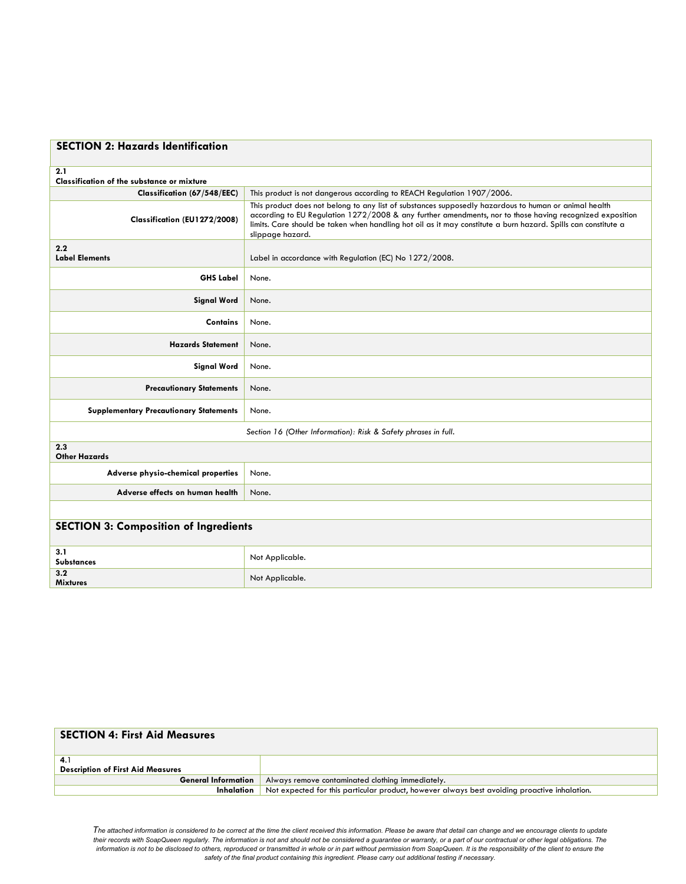## SECTION 2: Hazards Identification

**2.1**
**Classification of the substance or mixture**

| | |
|---|---|
| **Classification (67/548/EEC)** | This product is not dangerous according to REACH Regulation 1907/2006. |
| **Classification (EU1272/2008)** | This product does not belong to any list of substances supposedly hazardous to human or animal health according to EU Regulation 1272/2008 & any further amendments, nor to those having recognized exposition limits. Care should be taken when handling hot oil as it may constitute a burn hazard. Spills can constitute a slippage hazard. |

| | |
|---|---|
| **2.2 Label Elements** | Label in accordance with Regulation (EC) No 1272/2008. |
| **GHS Label** | None. |
| **Signal Word** | None. |
| **Contains** | None. |
| **Hazards Statement** | None. |
| **Signal Word** | None. |
| **Precautionary Statements** | None. |
| **Supplementary Precautionary Statements** | None. |

*Section 16 (Other Information): Risk & Safety phrases in full.*

**2.3**
**Other Hazards**

| | |
|---|---|
| **Adverse physio-chemical properties** | None. |
| **Adverse effects on human health** | None. |

## SECTION 3: Composition of Ingredients

| | |
|---|---|
| **3.1 Substances** | Not Applicable. |
| **3.2 Mixtures** | Not Applicable. |

## SECTION 4: First Aid Measures

**4.1**
**Description of First Aid Measures**

| | |
|---|---|
| **General Information** | Always remove contaminated clothing immediately. |
| **Inhalation** | Not expected for this particular product, however always best avoiding proactive inhalation. |

*The attached information is considered to be correct at the time the client received this information. Please be aware that detail can change and we encourage clients to update their records with SoapQueen regularly. The information is not and should not be considered a guarantee or warranty, or a part of our contractual or other legal obligations. The information is not to be disclosed to others, reproduced or transmitted in whole or in part without permission from SoapQueen. It is the responsibility of the client to ensure the safety of the final product containing this ingredient. Please carry out additional testing if necessary.*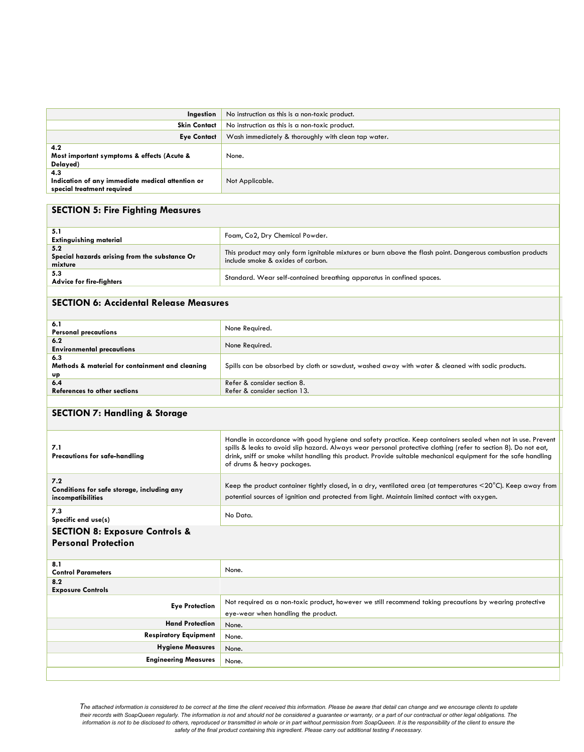| | |
|---|---|
| **Ingestion** | No instruction as this is a non-toxic product. |
| **Skin Contact** | No instruction as this is a non-toxic product. |
| **Eye Contact** | Wash immediately & thoroughly with clean tap water. |
| **4.2 Most important symptoms & effects (Acute & Delayed)** | None. |
| **4.3 Indication of any immediate medical attention or special treatment required** | Not Applicable. |

## SECTION 5: Fire Fighting Measures

| | |
|---|---|
| **5.1 Extinguishing material** | Foam, Co2, Dry Chemical Powder. |
| **5.2 Special hazards arising from the substance Or mixture** | This product may only form ignitable mixtures or burn above the flash point. Dangerous combustion products include smoke & oxides of carbon. |
| **5.3 Advice for fire-fighters** | Standard. Wear self-contained breathing apparatus in confined spaces. |

## SECTION 6: Accidental Release Measures

| | |
|---|---|
| **6.1 Personal precautions** | None Required. |
| **6.2 Environmental precautions** | None Required. |
| **6.3 Methods & material for containment and cleaning up** | Spills can be absorbed by cloth or sawdust, washed away with water & cleaned with sodic products. |
| **6.4 References to other sections** | Refer & consider section 8. Refer & consider section 13. |

## SECTION 7: Handling & Storage

| | |
|---|---|
| **7.1 Precautions for safe-handling** | Handle in accordance with good hygiene and safety practice. Keep containers sealed when not in use. Prevent spills & leaks to avoid slip hazard. Always wear personal protective clothing (refer to section 8). Do not eat, drink, sniff or smoke whilst handling this product. Provide suitable mechanical equipment for the safe handling of drums & heavy packages. |
| **7.2 Conditions for safe storage, including any incompatibilities** | Keep the product container tightly closed, in a dry, ventilated area (at temperatures <20°C). Keep away from potential sources of ignition and protected from light. Maintain limited contact with oxygen. |
| **7.3 Specific end use(s)** | No Data. |

## SECTION 8: Exposure Controls & Personal Protection

| | |
|---|---|
| **8.1 Control Parameters** | None. |
| **8.2 Exposure Controls** | |
| **Eye Protection** | Not required as a non-toxic product, however we still recommend taking precautions by wearing protective eye-wear when handling the product. |
| **Hand Protection** | None. |
| **Respiratory Equipment** | None. |
| **Hygiene Measures** | None. |
| **Engineering Measures** | None. |

*The attached information is considered to be correct at the time the client received this information. Please be aware that detail can change and we encourage clients to update their records with SoapQueen regularly. The information is not and should not be considered a guarantee or warranty, or a part of our contractual or other legal obligations. The information is not to be disclosed to others, reproduced or transmitted in whole or in part without permission from SoapQueen. It is the responsibility of the client to ensure the safety of the final product containing this ingredient. Please carry out additional testing if necessary.*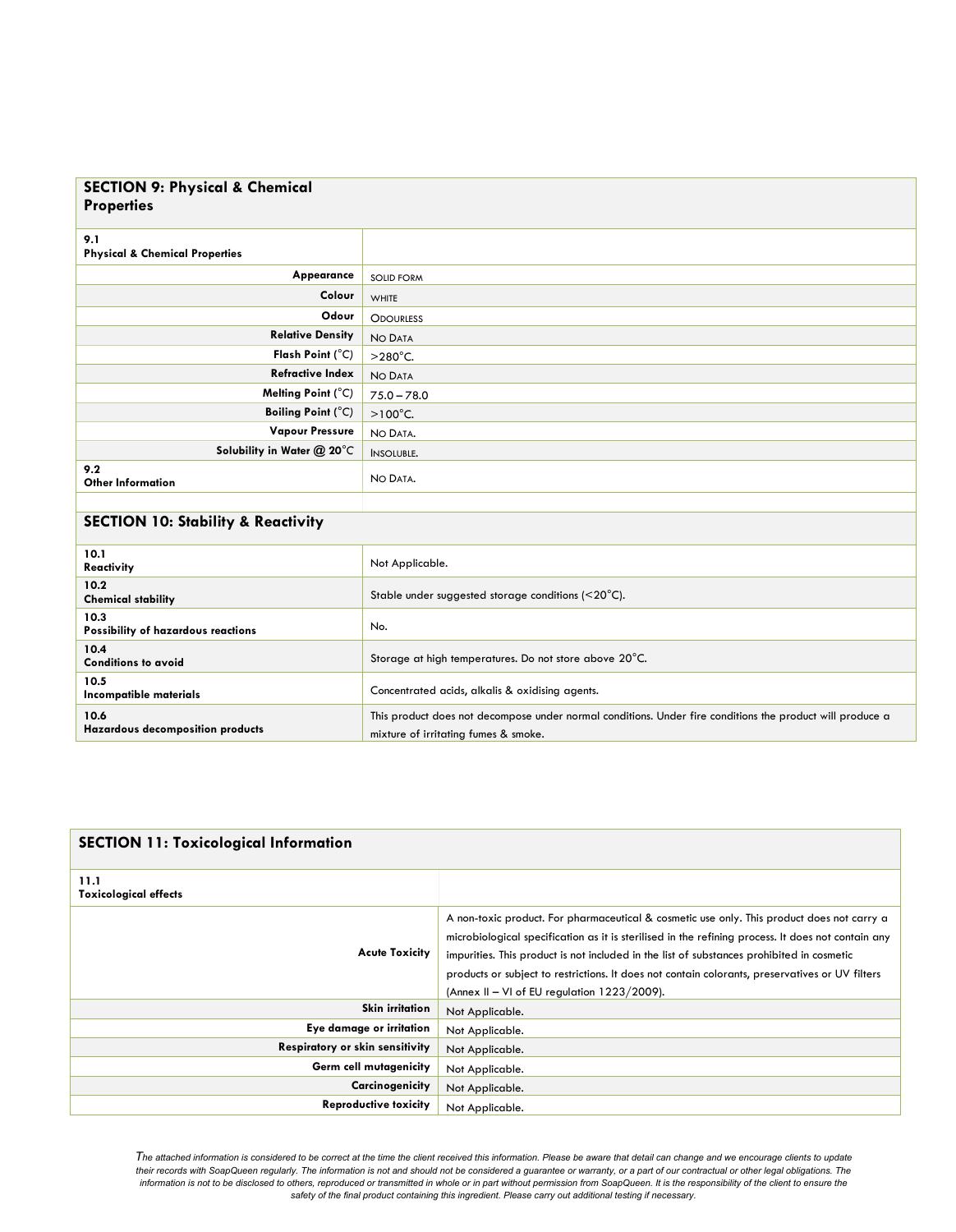## SECTION 9: Physical & Chemical Properties

| | |
|---|---|
| **9.1 Physical & Chemical Properties** | |
| **Appearance** | SOLID FORM |
| **Colour** | WHITE |
| **Odour** | ODOURLESS |
| **Relative Density** | NO DATA |
| **Flash Point (°C)** | >280°C. |
| **Refractive Index** | NO DATA |
| **Melting Point (°C)** | 75.0 – 78.0 |
| **Boiling Point (°C)** | >100°C. |
| **Vapour Pressure** | NO DATA. |
| **Solubility in Water @ 20°C** | INSOLUBLE. |
| **9.2 Other Information** | NO DATA. |

## SECTION 10: Stability & Reactivity

| | |
|---|---|
| **10.1 Reactivity** | Not Applicable. |
| **10.2 Chemical stability** | Stable under suggested storage conditions (<20°C). |
| **10.3 Possibility of hazardous reactions** | No. |
| **10.4 Conditions to avoid** | Storage at high temperatures. Do not store above 20°C. |
| **10.5 Incompatible materials** | Concentrated acids, alkalis & oxidising agents. |
| **10.6 Hazardous decomposition products** | This product does not decompose under normal conditions. Under fire conditions the product will produce a mixture of irritating fumes & smoke. |

## SECTION 11: Toxicological Information

| | |
|---|---|
| **11.1 Toxicological effects** | |
| **Acute Toxicity** | A non-toxic product. For pharmaceutical & cosmetic use only. This product does not carry a microbiological specification as it is sterilised in the refining process. It does not contain any impurities. This product is not included in the list of substances prohibited in cosmetic products or subject to restrictions. It does not contain colorants, preservatives or UV filters (Annex II – VI of EU regulation 1223/2009). |
| **Skin irritation** | Not Applicable. |
| **Eye damage or irritation** | Not Applicable. |
| **Respiratory or skin sensitivity** | Not Applicable. |
| **Germ cell mutagenicity** | Not Applicable. |
| **Carcinogenicity** | Not Applicable. |
| **Reproductive toxicity** | Not Applicable. |

*The attached information is considered to be correct at the time the client received this information. Please be aware that detail can change and we encourage clients to update their records with SoapQueen regularly. The information is not and should not be considered a guarantee or warranty, or a part of our contractual or other legal obligations. The information is not to be disclosed to others, reproduced or transmitted in whole or in part without permission from SoapQueen. It is the responsibility of the client to ensure the safety of the final product containing this ingredient. Please carry out additional testing if necessary.*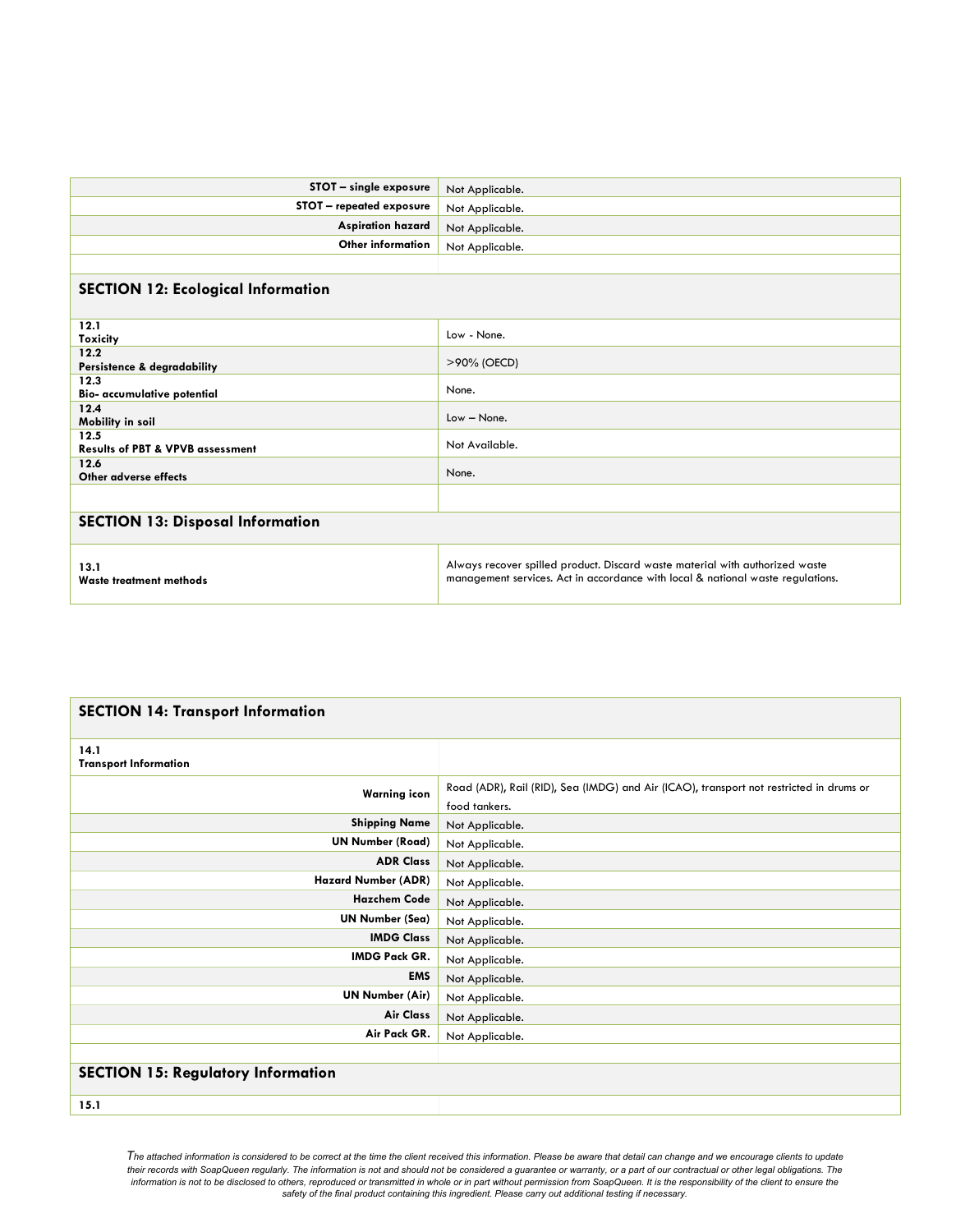| | |
|---|---|
| **STOT – single exposure** | Not Applicable. |
| **STOT – repeated exposure** | Not Applicable. |
| **Aspiration hazard** | Not Applicable. |
| **Other information** | Not Applicable. |

## SECTION 12: Ecological Information

| | |
|---|---|
| **12.1 Toxicity** | Low - None. |
| **12.2 Persistence & degradability** | >90% (OECD) |
| **12.3 Bio- accumulative potential** | None. |
| **12.4 Mobility in soil** | Low – None. |
| **12.5 Results of PBT & VPVB assessment** | Not Available. |
| **12.6 Other adverse effects** | None. |

## SECTION 13: Disposal Information

| | |
|---|---|
| **13.1 Waste treatment methods** | Always recover spilled product. Discard waste material with authorized waste management services. Act in accordance with local & national waste regulations. |

## SECTION 14: Transport Information

| | |
|---|---|
| **14.1 Transport Information** | |
| **Warning icon** | Road (ADR), Rail (RID), Sea (IMDG) and Air (ICAO), transport not restricted in drums or food tankers. |
| **Shipping Name** | Not Applicable. |
| **UN Number (Road)** | Not Applicable. |
| **ADR Class** | Not Applicable. |
| **Hazard Number (ADR)** | Not Applicable. |
| **Hazchem Code** | Not Applicable. |
| **UN Number (Sea)** | Not Applicable. |
| **IMDG Class** | Not Applicable. |
| **IMDG Pack GR.** | Not Applicable. |
| **EMS** | Not Applicable. |
| **UN Number (Air)** | Not Applicable. |
| **Air Class** | Not Applicable. |
| **Air Pack GR.** | Not Applicable. |

## SECTION 15: Regulatory Information

| | |
|---|---|
| **15.1** | |

*The attached information is considered to be correct at the time the client received this information. Please be aware that detail can change and we encourage clients to update their records with SoapQueen regularly. The information is not and should not be considered a guarantee or warranty, or a part of our contractual or other legal obligations. The information is not to be disclosed to others, reproduced or transmitted in whole or in part without permission from SoapQueen. It is the responsibility of the client to ensure the safety of the final product containing this ingredient. Please carry out additional testing if necessary.*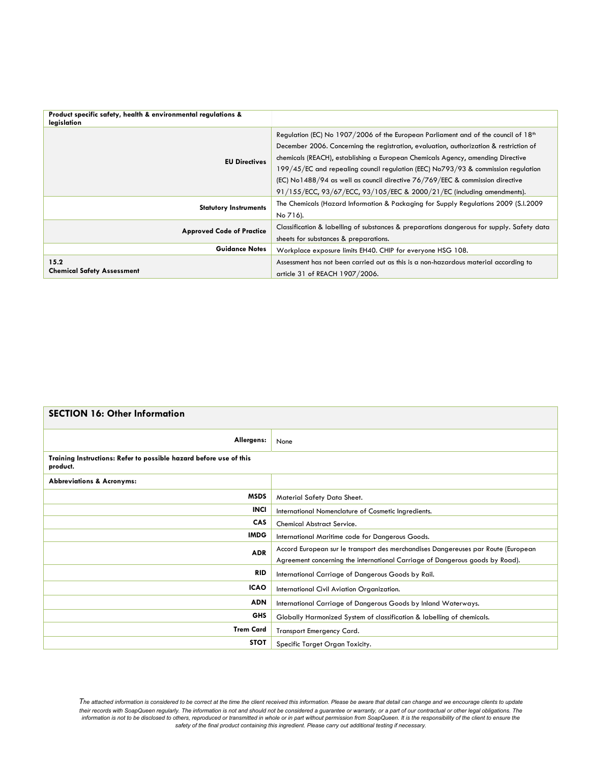| Product specific safety, health & environmental regulations & legislation | |
|---|---|
| **EU Directives** | Regulation (EC) No 1907/2006 of the European Parliament and of the council of 18th December 2006. Concerning the registration, evaluation, authorization & restriction of chemicals (REACH), establishing a European Chemicals Agency, amending Directive 199/45/EC and repealing council regulation (EEC) No793/93 & commission regulation (EC) No1488/94 as well as council directive 76/769/EEC & commission directive 91/155/ECC, 93/67/ECC, 93/105/EEC & 2000/21/EC (including amendments). |
| **Statutory Instruments** | The Chemicals (Hazard Information & Packaging for Supply Regulations 2009 (S.I.2009 No 716). |
| **Approved Code of Practice** | Classification & labelling of substances & preparations dangerous for supply. Safety data sheets for substances & preparations. |
| **Guidance Notes** | Workplace exposure limits EH40. CHIP for everyone HSG 108. |
| **15.2 Chemical Safety Assessment** | Assessment has not been carried out as this is a non-hazardous material according to article 31 of REACH 1907/2006. |

## SECTION 16: Other Information

| | |
|---|---|
| **Allergens:** | None |
| **Training Instructions: Refer to possible hazard before use of this product.** | |
| **Abbreviations & Acronyms:** | |
| **MSDS** | Material Safety Data Sheet. |
| **INCI** | International Nomenclature of Cosmetic Ingredients. |
| **CAS** | Chemical Abstract Service. |
| **IMDG** | International Maritime code for Dangerous Goods. |
| **ADR** | Accord European sur le transport des merchandises Dangereuses par Route (European Agreement concerning the international Carriage of Dangerous goods by Road). |
| **RID** | International Carriage of Dangerous Goods by Rail. |
| **ICAO** | International Civil Aviation Organization. |
| **ADN** | International Carriage of Dangerous Goods by Inland Waterways. |
| **GHS** | Globally Harmonized System of classification & labelling of chemicals. |
| **Trem Card** | Transport Emergency Card. |
| **STOT** | Specific Target Organ Toxicity. |

*The attached information is considered to be correct at the time the client received this information. Please be aware that detail can change and we encourage clients to update their records with SoapQueen regularly. The information is not and should not be considered a guarantee or warranty, or a part of our contractual or other legal obligations. The information is not to be disclosed to others, reproduced or transmitted in whole or in part without permission from SoapQueen. It is the responsibility of the client to ensure the safety of the final product containing this ingredient. Please carry out additional testing if necessary.*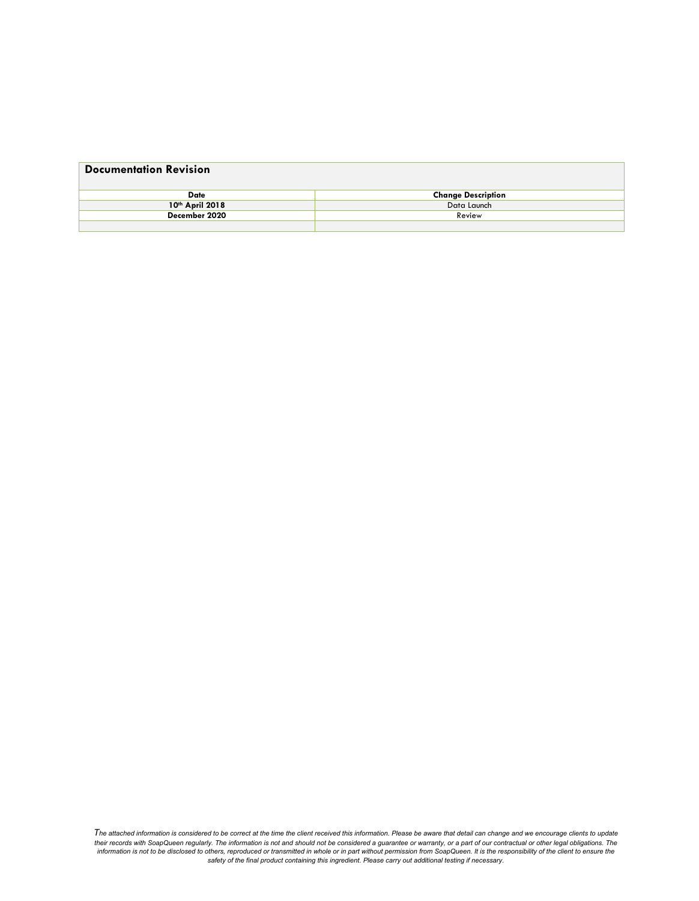## Documentation Revision

| Date | Change Description |
|---|---|
| 10th April 2018 | Data Launch |
| December 2020 | Review |
| | |

*The attached information is considered to be correct at the time the client received this information. Please be aware that detail can change and we encourage clients to update their records with SoapQueen regularly. The information is not and should not be considered a guarantee or warranty, or a part of our contractual or other legal obligations. The information is not to be disclosed to others, reproduced or transmitted in whole or in part without permission from SoapQueen. It is the responsibility of the client to ensure the safety of the final product containing this ingredient. Please carry out additional testing if necessary.*